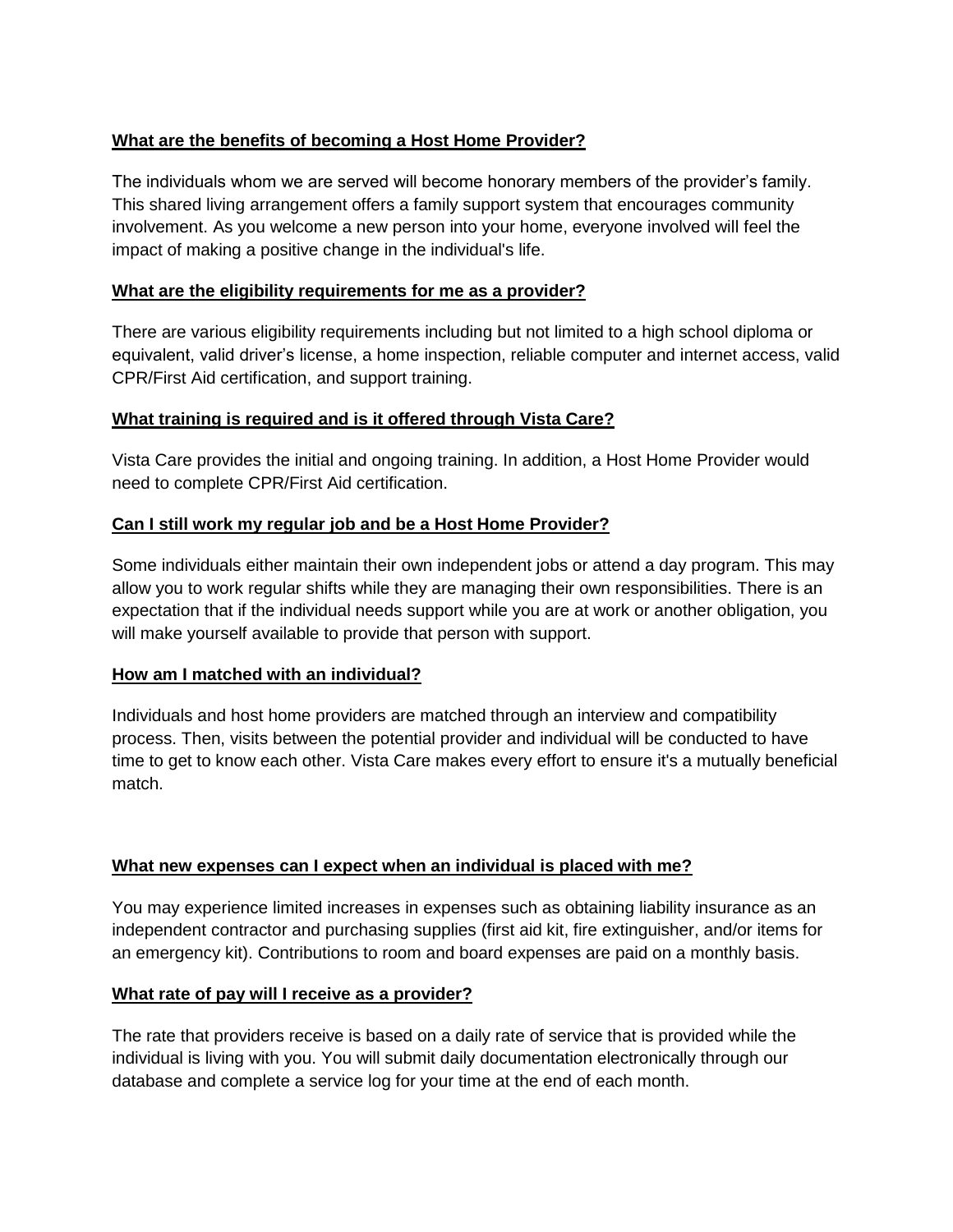**What are the benefits of becoming a Host Home Provider?**

The individuals whom we are served will become honorary members of the provider's family. This shared living arrangement offers a family support system that encourages community involvement. As you welcome a new person into your home, everyone involved will feel the impact of making a positive change in the individual's life.

**What are the eligibility requirements for me as a provider?**

There are various eligibility requirements including but not limited to a high school diploma or equivalent, valid driver's license, a home inspection, reliable computer and internet access, valid CPR/First Aid certification, and support training.

**What training is required and is it offered through Vista Care?**

Vista Care provides the initial and ongoing training. In addition, a Host Home Provider would need to complete CPR/First Aid certification.

**Can I still work my regular job and be a Host Home Provider?**

Some individuals either maintain their own independent jobs or attend a day program. This may allow you to work regular shifts while they are managing their own responsibilities. There is an expectation that if the individual needs support while you are at work or another obligation, you will make yourself available to provide that person with support.

**How am I matched with an individual?**

Individuals and host home providers are matched through an interview and compatibility process. Then, visits between the potential provider and individual will be conducted to have time to get to know each other. Vista Care makes every effort to ensure it's a mutually beneficial match.

**What new expenses can I expect when an individual is placed with me?**

You may experience limited increases in expenses such as obtaining liability insurance as an independent contractor and purchasing supplies (first aid kit, fire extinguisher, and/or items for an emergency kit). Contributions to room and board expenses are paid on a monthly basis.

**What rate of pay will I receive as a provider?**

The rate that providers receive is based on a daily rate of service that is provided while the individual is living with you. You will submit daily documentation electronically through our database and complete a service log for your time at the end of each month.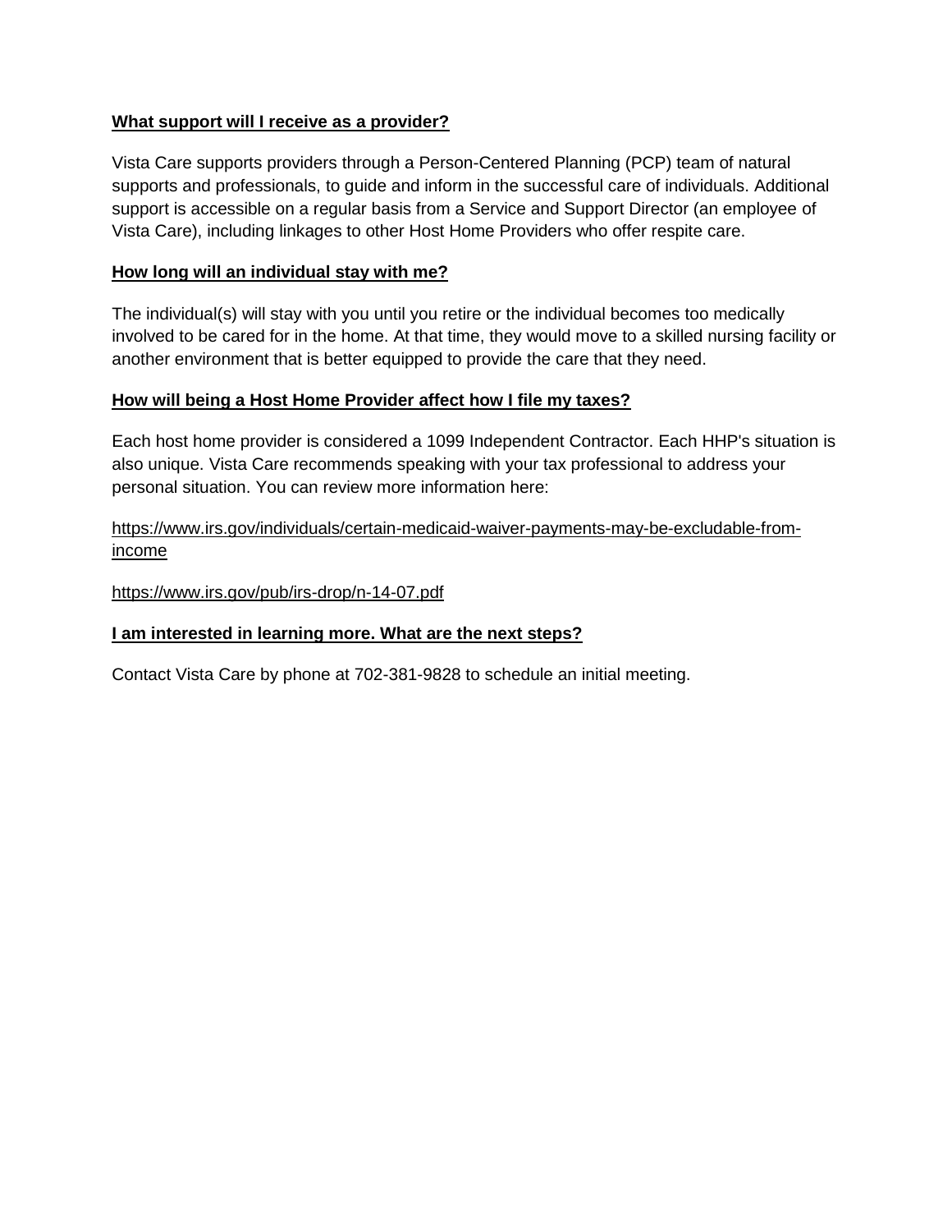**What support will I receive as a provider?**

Vista Care supports providers through a Person-Centered Planning (PCP) team of natural supports and professionals, to guide and inform in the successful care of individuals. Additional support is accessible on a regular basis from a Service and Support Director (an employee of Vista Care), including linkages to other Host Home Providers who offer respite care.

**How long will an individual stay with me?**

The individual(s) will stay with you until you retire or the individual becomes too medically involved to be cared for in the home. At that time, they would move to a skilled nursing facility or another environment that is better equipped to provide the care that they need.

**How will being a Host Home Provider affect how I file my taxes?**

Each host home provider is considered a 1099 Independent Contractor. Each HHP's situation is also unique. Vista Care recommends speaking with your tax professional to address your personal situation. You can review more information here:

https://www.irs.gov/individuals/certain-medicaid-waiver-payments-may-be-excludable-from-income

https://www.irs.gov/pub/irs-drop/n-14-07.pdf

**I am interested in learning more. What are the next steps?**

Contact Vista Care by phone at 702-381-9828 to schedule an initial meeting.